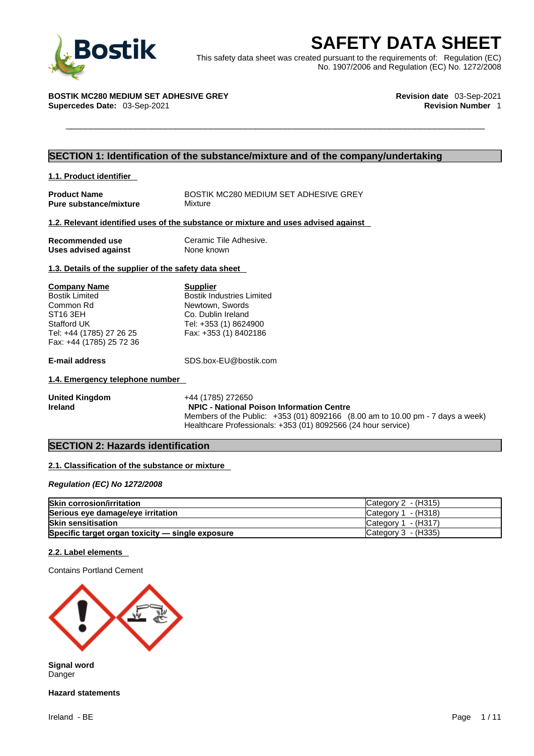# SAFETY DATA SHEET

This safety data sheet was created pursuant to the requirements of: Regulation (EC) No. 1907/2006 and Regulation (EC) No. 1272/2008

**BOSTIK MC280 MEDIUM SET ADHESIVE GREY**
**Supercedes Date:** 03-Sep-2021

**Revision date** 03-Sep-2021
**Revision Number** 1

## SECTION 1: Identification of the substance/mixture and of the company/undertaking

### 1.1. Product identifier

| | |
|---|---|
| **Product Name** | BOSTIK MC280 MEDIUM SET ADHESIVE GREY |
| **Pure substance/mixture** | Mixture |

### 1.2. Relevant identified uses of the substance or mixture and uses advised against

| | |
|---|---|
| **Recommended use** | Ceramic Tile Adhesive. |
| **Uses advised against** | None known |

### 1.3. Details of the supplier of the safety data sheet

**Company Name**
Bostik Limited
Common Rd
ST16 3EH
Stafford UK
Tel: +44 (1785) 27 26 25
Fax: +44 (1785) 25 72 36

**Supplier**
Bostik Industries Limited
Newtown, Swords
Co. Dublin Ireland
Tel: +353 (1) 8624900
Fax: +353 (1) 8402186

**E-mail address** SDS.box-EU@bostik.com

### 1.4. Emergency telephone number

**United Kingdom** +44 (1785) 272650
**Ireland** **NPIC - National Poison Information Centre**
Members of the Public: +353 (01) 8092166 (8.00 am to 10.00 pm - 7 days a week)
Healthcare Professionals: +353 (01) 8092566 (24 hour service)

## SECTION 2: Hazards identification

### 2.1. Classification of the substance or mixture

***Regulation (EC) No 1272/2008***

| | |
|---|---|
| **Skin corrosion/irritation** | Category 2 - (H315) |
| **Serious eye damage/eye irritation** | Category 1 - (H318) |
| **Skin sensitisation** | Category 1 - (H317) |
| **Specific target organ toxicity — single exposure** | Category 3 - (H335) |

### 2.2. Label elements

Contains Portland Cement

**Signal word**
Danger

**Hazard statements**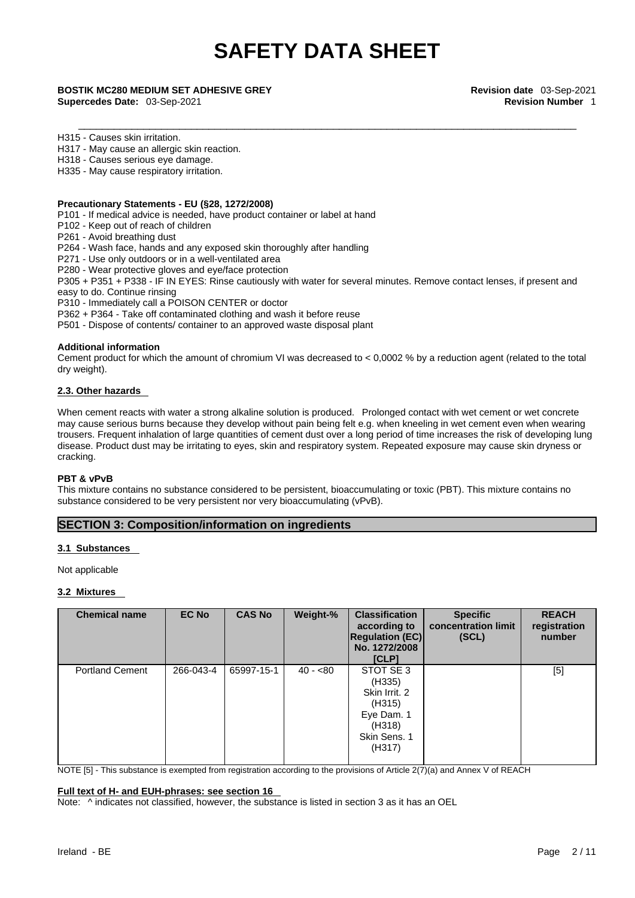H315 - Causes skin irritation.
H317 - May cause an allergic skin reaction.
H318 - Causes serious eye damage.
H335 - May cause respiratory irritation.

**Precautionary Statements - EU (§28, 1272/2008)**

P101 - If medical advice is needed, have product container or label at hand
P102 - Keep out of reach of children
P261 - Avoid breathing dust
P264 - Wash face, hands and any exposed skin thoroughly after handling
P271 - Use only outdoors or in a well-ventilated area
P280 - Wear protective gloves and eye/face protection
P305 + P351 + P338 - IF IN EYES: Rinse cautiously with water for several minutes. Remove contact lenses, if present and easy to do. Continue rinsing
P310 - Immediately call a POISON CENTER or doctor
P362 + P364 - Take off contaminated clothing and wash it before reuse
P501 - Dispose of contents/ container to an approved waste disposal plant

**Additional information**

Cement product for which the amount of chromium VI was decreased to < 0,0002 % by a reduction agent (related to the total dry weight).

**2.3. Other hazards**

When cement reacts with water a strong alkaline solution is produced. Prolonged contact with wet cement or wet concrete may cause serious burns because they develop without pain being felt e.g. when kneeling in wet cement even when wearing trousers. Frequent inhalation of large quantities of cement dust over a long period of time increases the risk of developing lung disease. Product dust may be irritating to eyes, skin and respiratory system. Repeated exposure may cause skin dryness or cracking.

**PBT & vPvB**

This mixture contains no substance considered to be persistent, bioaccumulating or toxic (PBT). This mixture contains no substance considered to be very persistent nor very bioaccumulating (vPvB).

## SECTION 3: Composition/information on ingredients

**3.1 Substances**

Not applicable

**3.2 Mixtures**

| Chemical name | EC No | CAS No | Weight-% | Classification according to Regulation (EC) No. 1272/2008 [CLP] | Specific concentration limit (SCL) | REACH registration number |
|---|---|---|---|---|---|---|
| Portland Cement | 266-043-4 | 65997-15-1 | 40 - <80 | STOT SE 3 (H335) Skin Irrit. 2 (H315) Eye Dam. 1 (H318) Skin Sens. 1 (H317) | | [5] |

NOTE [5] - This substance is exempted from registration according to the provisions of Article 2(7)(a) and Annex V of REACH

**Full text of H- and EUH-phrases: see section 16**

Note: ^ indicates not classified, however, the substance is listed in section 3 as it has an OEL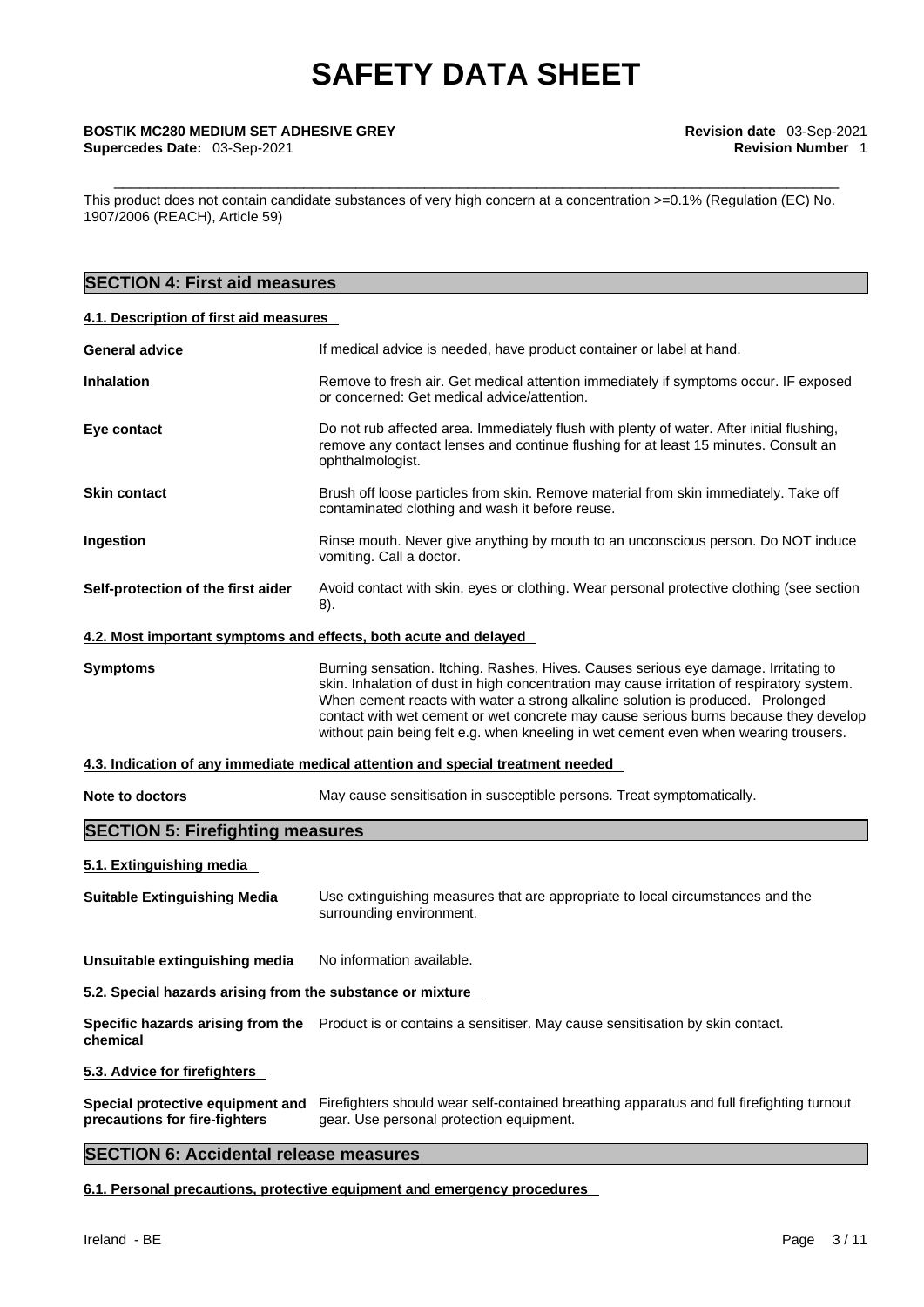This product does not contain candidate substances of very high concern at a concentration >=0.1% (Regulation (EC) No. 1907/2006 (REACH), Article 59)

## SECTION 4: First aid measures

### 4.1. Description of first aid measures

**General advice** If medical advice is needed, have product container or label at hand.

**Inhalation** Remove to fresh air. Get medical attention immediately if symptoms occur. IF exposed or concerned: Get medical advice/attention.

**Eye contact** Do not rub affected area. Immediately flush with plenty of water. After initial flushing, remove any contact lenses and continue flushing for at least 15 minutes. Consult an ophthalmologist.

**Skin contact** Brush off loose particles from skin. Remove material from skin immediately. Take off contaminated clothing and wash it before reuse.

**Ingestion** Rinse mouth. Never give anything by mouth to an unconscious person. Do NOT induce vomiting. Call a doctor.

**Self-protection of the first aider** Avoid contact with skin, eyes or clothing. Wear personal protective clothing (see section 8).

### 4.2. Most important symptoms and effects, both acute and delayed

**Symptoms** Burning sensation. Itching. Rashes. Hives. Causes serious eye damage. Irritating to skin. Inhalation of dust in high concentration may cause irritation of respiratory system. When cement reacts with water a strong alkaline solution is produced. Prolonged contact with wet cement or wet concrete may cause serious burns because they develop without pain being felt e.g. when kneeling in wet cement even when wearing trousers.

### 4.3. Indication of any immediate medical attention and special treatment needed

**Note to doctors** May cause sensitisation in susceptible persons. Treat symptomatically.

## SECTION 5: Firefighting measures

### 5.1. Extinguishing media

**Suitable Extinguishing Media** Use extinguishing measures that are appropriate to local circumstances and the surrounding environment.

**Unsuitable extinguishing media** No information available.

### 5.2. Special hazards arising from the substance or mixture

**Specific hazards arising from the chemical** Product is or contains a sensitiser. May cause sensitisation by skin contact.

### 5.3. Advice for firefighters

**Special protective equipment and precautions for fire-fighters** Firefighters should wear self-contained breathing apparatus and full firefighting turnout gear. Use personal protection equipment.

## SECTION 6: Accidental release measures

### 6.1. Personal precautions, protective equipment and emergency procedures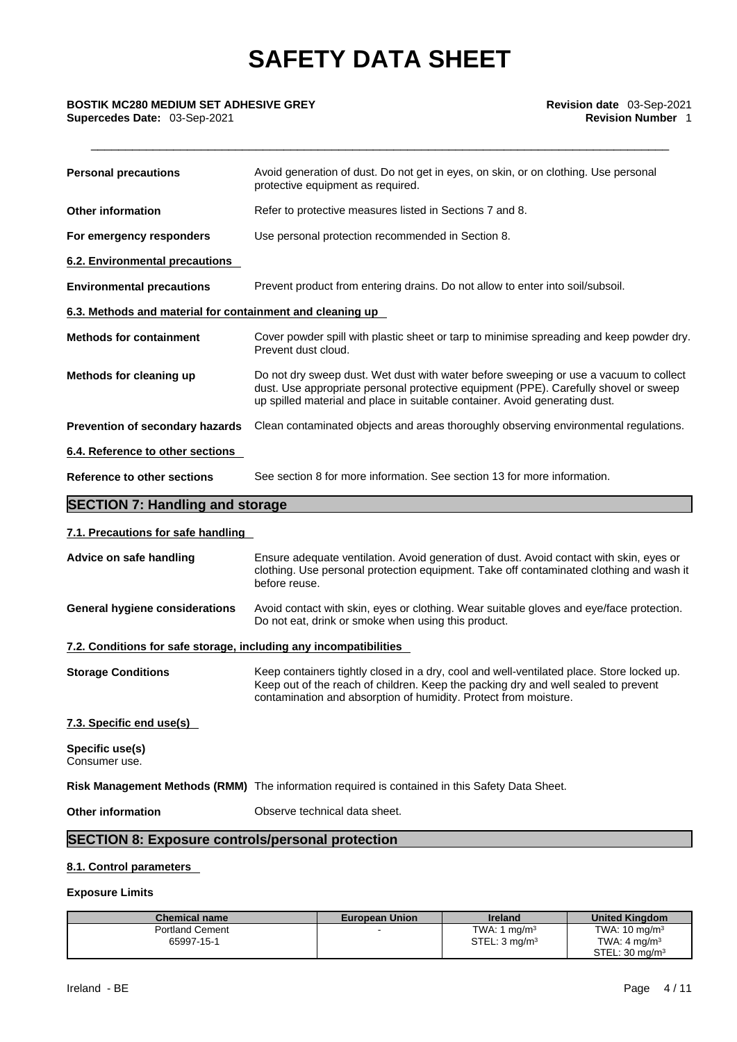| | |
|---|---|
| **Personal precautions** | Avoid generation of dust. Do not get in eyes, on skin, or on clothing. Use personal protective equipment as required. |
| **Other information** | Refer to protective measures listed in Sections 7 and 8. |
| **For emergency responders** | Use personal protection recommended in Section 8. |

**6.2. Environmental precautions**

| | |
|---|---|
| **Environmental precautions** | Prevent product from entering drains. Do not allow to enter into soil/subsoil. |

**6.3. Methods and material for containment and cleaning up**

| | |
|---|---|
| **Methods for containment** | Cover powder spill with plastic sheet or tarp to minimise spreading and keep powder dry. Prevent dust cloud. |
| **Methods for cleaning up** | Do not dry sweep dust. Wet dust with water before sweeping or use a vacuum to collect dust. Use appropriate personal protective equipment (PPE). Carefully shovel or sweep up spilled material and place in suitable container. Avoid generating dust. |
| **Prevention of secondary hazards** | Clean contaminated objects and areas thoroughly observing environmental regulations. |

**6.4. Reference to other sections**

| | |
|---|---|
| **Reference to other sections** | See section 8 for more information. See section 13 for more information. |

## SECTION 7: Handling and storage

**7.1. Precautions for safe handling**

| | |
|---|---|
| **Advice on safe handling** | Ensure adequate ventilation. Avoid generation of dust. Avoid contact with skin, eyes or clothing. Use personal protection equipment. Take off contaminated clothing and wash it before reuse. |
| **General hygiene considerations** | Avoid contact with skin, eyes or clothing. Wear suitable gloves and eye/face protection. Do not eat, drink or smoke when using this product. |

**7.2. Conditions for safe storage, including any incompatibilities**

| | |
|---|---|
| **Storage Conditions** | Keep containers tightly closed in a dry, cool and well-ventilated place. Store locked up. Keep out of the reach of children. Keep the packing dry and well sealed to prevent contamination and absorption of humidity. Protect from moisture. |

**7.3. Specific end use(s)**

**Specific use(s)**
Consumer use.

**Risk Management Methods (RMM)** The information required is contained in this Safety Data Sheet.

**Other information** Observe technical data sheet.

## SECTION 8: Exposure controls/personal protection

**8.1. Control parameters**

**Exposure Limits**

| Chemical name | European Union | Ireland | United Kingdom |
|---|---|---|---|
| Portland Cement<br>65997-15-1 | - | TWA: 1 mg/m³<br>STEL: 3 mg/m³ | TWA: 10 mg/m³<br>TWA: 4 mg/m³<br>STEL: 30 mg/m³ |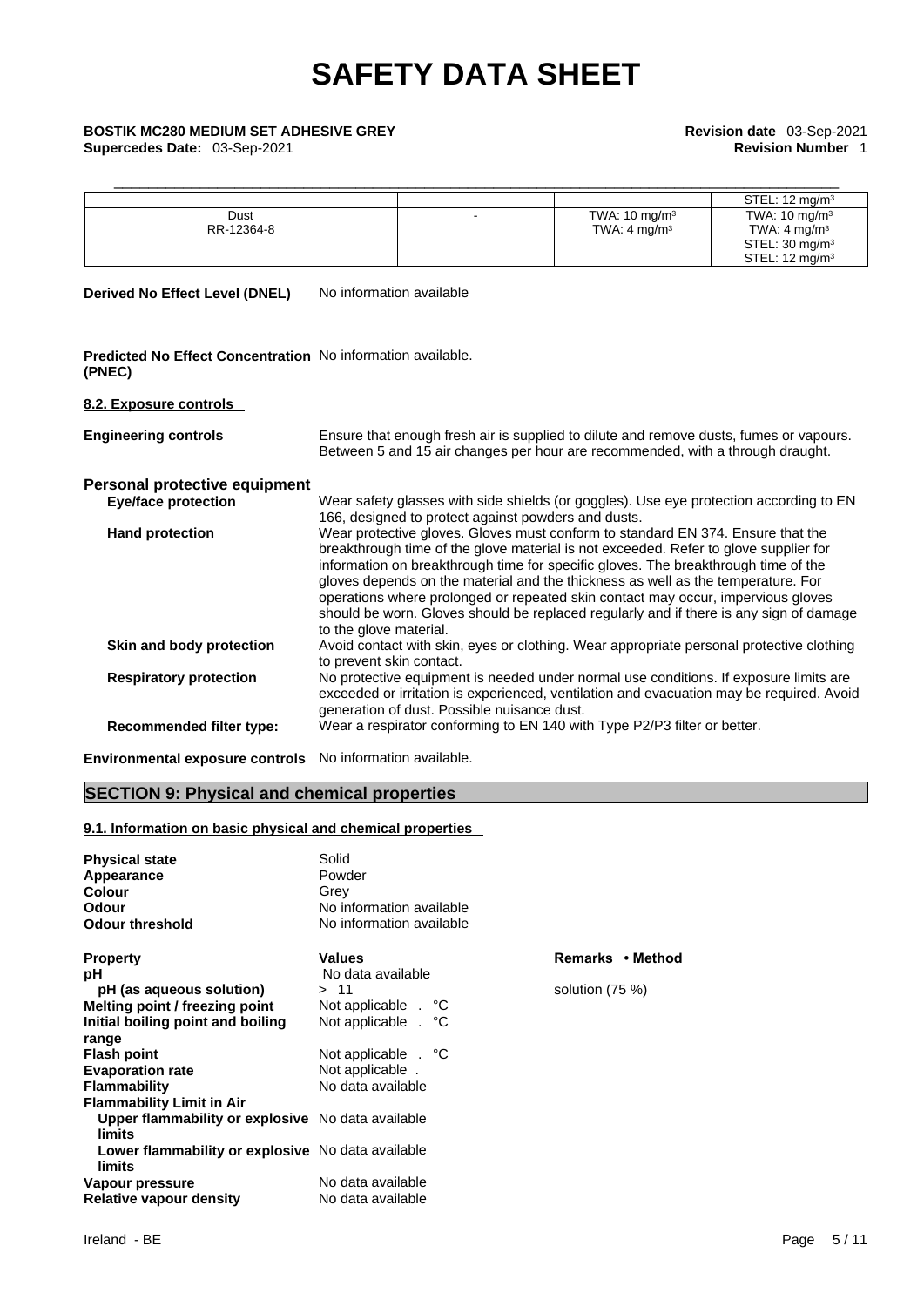| | | | STEL: 12 mg/m³ |
|---|---|---|---|
| Dust<br>RR-12364-8 | - | TWA: 10 mg/m³<br>TWA: 4 mg/m³ | TWA: 10 mg/m³<br>TWA: 4 mg/m³<br>STEL: 30 mg/m³<br>STEL: 12 mg/m³ |

**Derived No Effect Level (DNEL)** No information available

**Predicted No Effect Concentration (PNEC)** No information available.

**8.2. Exposure controls**

**Engineering controls** Ensure that enough fresh air is supplied to dilute and remove dusts, fumes or vapours. Between 5 and 15 air changes per hour are recommended, with a through draught.

**Personal protective equipment**

**Eye/face protection** Wear safety glasses with side shields (or goggles). Use eye protection according to EN 166, designed to protect against powders and dusts.

**Hand protection** Wear protective gloves. Gloves must conform to standard EN 374. Ensure that the breakthrough time of the glove material is not exceeded. Refer to glove supplier for information on breakthrough time for specific gloves. The breakthrough time of the gloves depends on the material and the thickness as well as the temperature. For operations where prolonged or repeated skin contact may occur, impervious gloves should be worn. Gloves should be replaced regularly and if there is any sign of damage to the glove material.

**Skin and body protection** Avoid contact with skin, eyes or clothing. Wear appropriate personal protective clothing to prevent skin contact.

**Respiratory protection** No protective equipment is needed under normal use conditions. If exposure limits are exceeded or irritation is experienced, ventilation and evacuation may be required. Avoid generation of dust. Possible nuisance dust.

**Recommended filter type:** Wear a respirator conforming to EN 140 with Type P2/P3 filter or better.

**Environmental exposure controls** No information available.

## SECTION 9: Physical and chemical properties

**9.1. Information on basic physical and chemical properties**

**Physical state** Solid
**Appearance** Powder
**Colour** Grey
**Odour** No information available
**Odour threshold** No information available

| Property | Values | Remarks • Method |
|---|---|---|
| pH | No data available | |
| pH (as aqueous solution) | > 11 | solution (75 %) |
| Melting point / freezing point | Not applicable . °C | |
| Initial boiling point and boiling range | Not applicable . °C | |
| Flash point | Not applicable . °C | |
| Evaporation rate | Not applicable . | |
| Flammability | No data available | |
| Flammability Limit in Air | | |
| Upper flammability or explosive limits | No data available | |
| Lower flammability or explosive limits | No data available | |
| Vapour pressure | No data available | |
| Relative vapour density | No data available | |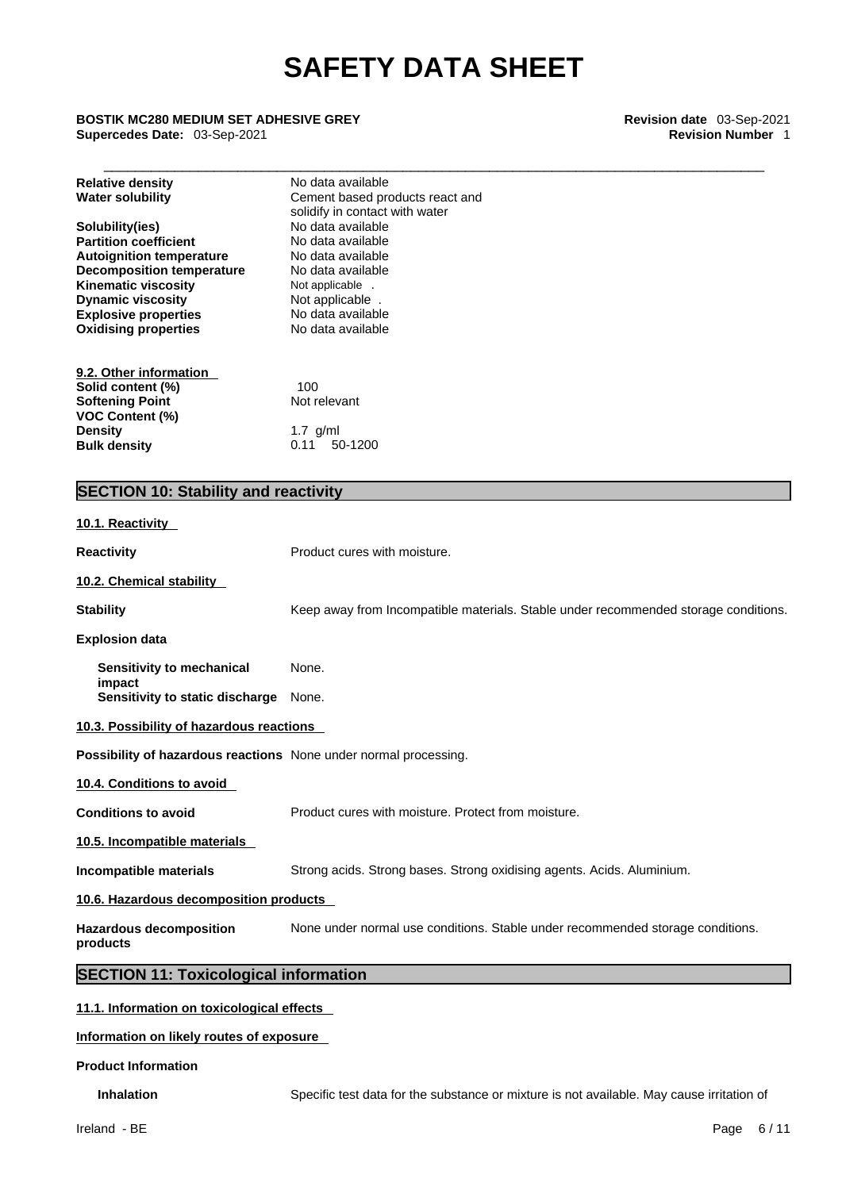| | |
|---|---|
| **Relative density** | No data available |
| **Water solubility** | Cement based products react and solidify in contact with water |
| **Solubility(ies)** | No data available |
| **Partition coefficient** | No data available |
| **Autoignition temperature** | No data available |
| **Decomposition temperature** | No data available |
| **Kinematic viscosity** | Not applicable . |
| **Dynamic viscosity** | Not applicable . |
| **Explosive properties** | No data available |
| **Oxidising properties** | No data available |

**9.2. Other information**

| | |
|---|---|
| **Solid content (%)** | 100 |
| **Softening Point** | Not relevant |
| **VOC Content (%)** | |
| **Density** | 1.7 g/ml |
| **Bulk density** | 0.11 50-1200 |

## SECTION 10: Stability and reactivity

**10.1. Reactivity**

**Reactivity** Product cures with moisture.

**10.2. Chemical stability**

**Stability** Keep away from Incompatible materials. Stable under recommended storage conditions.

**Explosion data**

**Sensitivity to mechanical impact** None.
**Sensitivity to static discharge** None.

**10.3. Possibility of hazardous reactions**

**Possibility of hazardous reactions** None under normal processing.

**10.4. Conditions to avoid**

**Conditions to avoid** Product cures with moisture. Protect from moisture.

**10.5. Incompatible materials**

**Incompatible materials** Strong acids. Strong bases. Strong oxidising agents. Acids. Aluminium.

**10.6. Hazardous decomposition products**

**Hazardous decomposition products** None under normal use conditions. Stable under recommended storage conditions.

## SECTION 11: Toxicological information

**11.1. Information on toxicological effects**

**Information on likely routes of exposure**

**Product Information**

**Inhalation** Specific test data for the substance or mixture is not available. May cause irritation of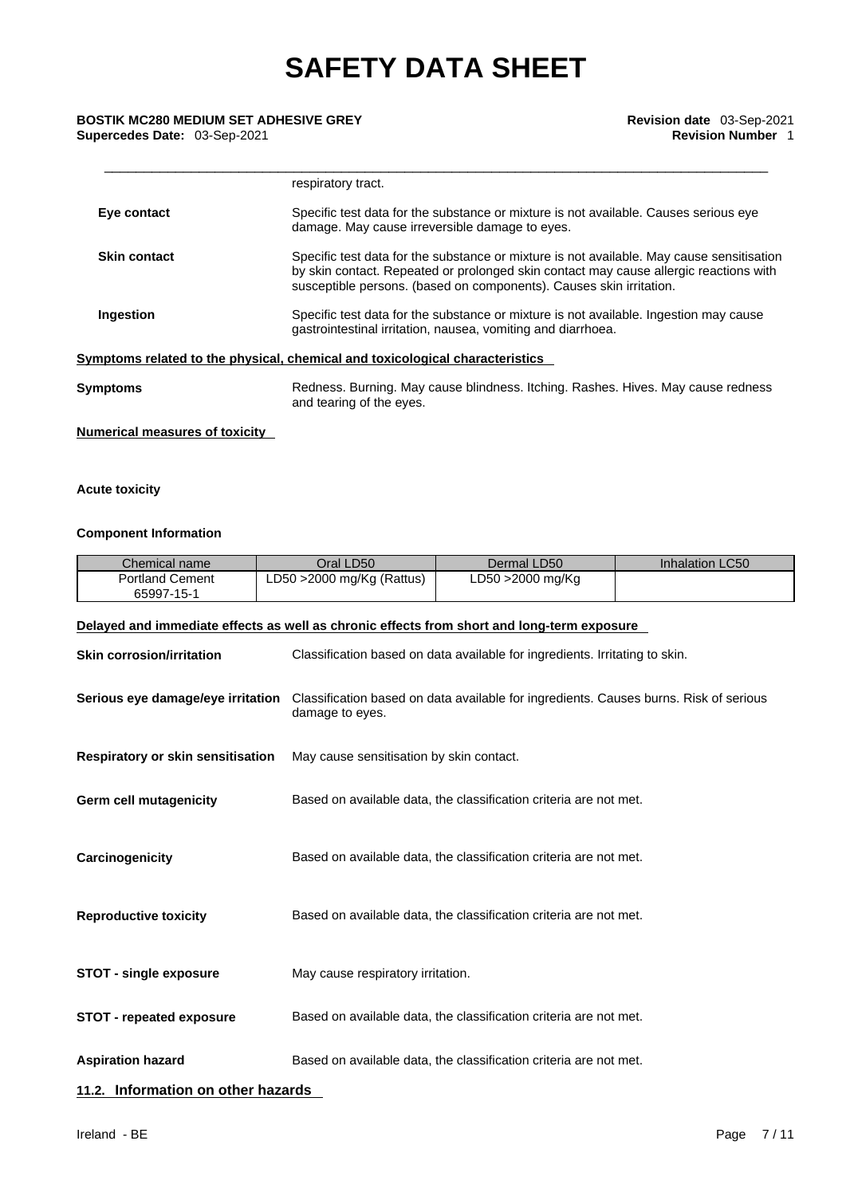respiratory tract.

**Eye contact** Specific test data for the substance or mixture is not available. Causes serious eye damage. May cause irreversible damage to eyes.

**Skin contact** Specific test data for the substance or mixture is not available. May cause sensitisation by skin contact. Repeated or prolonged skin contact may cause allergic reactions with susceptible persons. (based on components). Causes skin irritation.

**Ingestion** Specific test data for the substance or mixture is not available. Ingestion may cause gastrointestinal irritation, nausea, vomiting and diarrhoea.

**Symptoms related to the physical, chemical and toxicological characteristics**

**Symptoms** Redness. Burning. May cause blindness. Itching. Rashes. Hives. May cause redness and tearing of the eyes.

**Numerical measures of toxicity**

**Acute toxicity**

**Component Information**

| Chemical name | Oral LD50 | Dermal LD50 | Inhalation LC50 |
|---|---|---|---|
| Portland Cement 65997-15-1 | LD50 >2000 mg/Kg (Rattus) | LD50 >2000 mg/Kg | |

**Delayed and immediate effects as well as chronic effects from short and long-term exposure**

**Skin corrosion/irritation** Classification based on data available for ingredients. Irritating to skin.

**Serious eye damage/eye irritation** Classification based on data available for ingredients. Causes burns. Risk of serious damage to eyes.

**Respiratory or skin sensitisation** May cause sensitisation by skin contact.

**Germ cell mutagenicity** Based on available data, the classification criteria are not met.

**Carcinogenicity** Based on available data, the classification criteria are not met.

**Reproductive toxicity** Based on available data, the classification criteria are not met.

**STOT - single exposure** May cause respiratory irritation.

**STOT - repeated exposure** Based on available data, the classification criteria are not met.

**Aspiration hazard** Based on available data, the classification criteria are not met.

## 11.2. Information on other hazards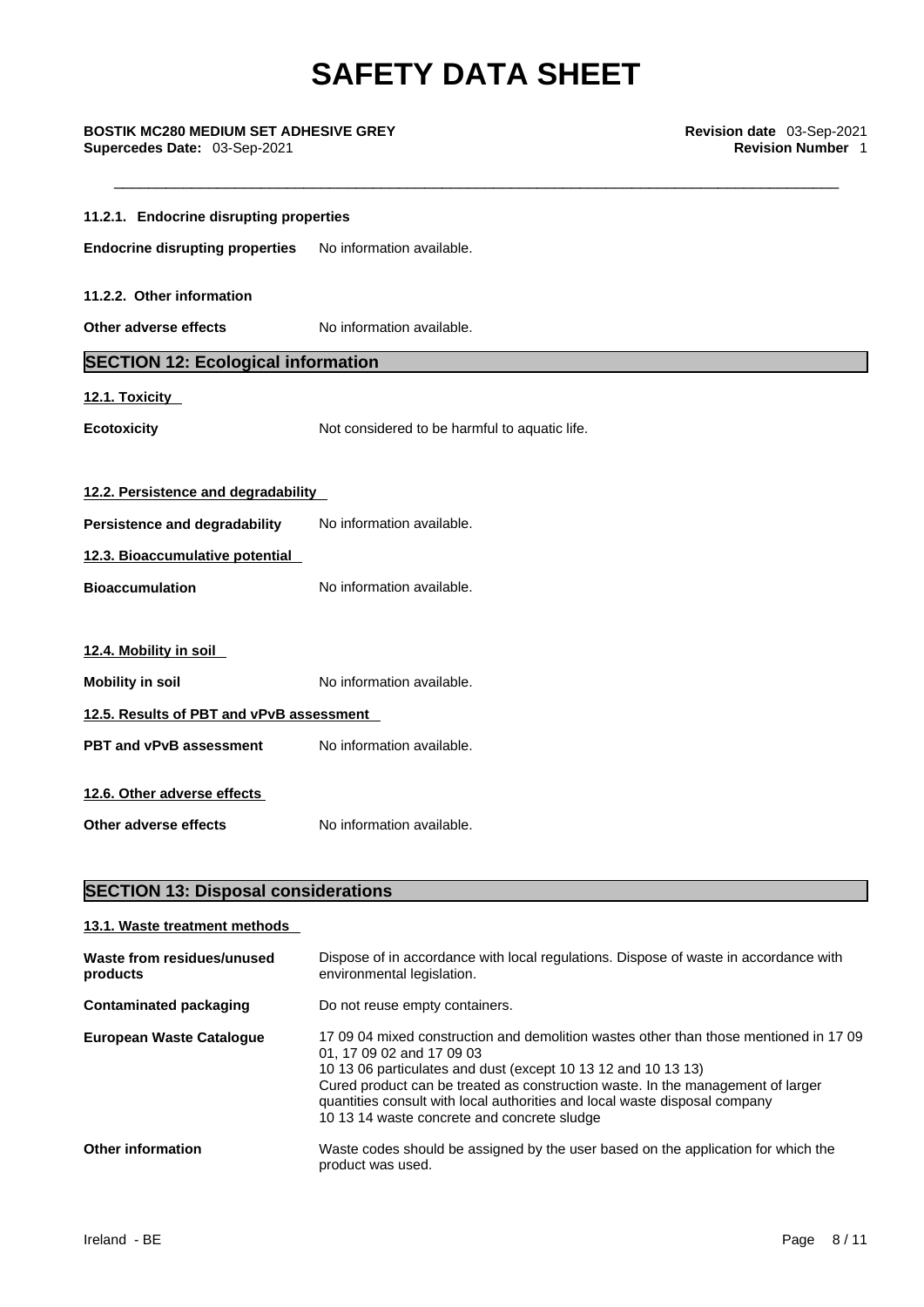#### 11.2.1. Endocrine disrupting properties

**Endocrine disrupting properties** No information available.

#### 11.2.2. Other information

**Other adverse effects** No information available.

## SECTION 12: Ecological information

### 12.1. Toxicity

**Ecotoxicity** Not considered to be harmful to aquatic life.

### 12.2. Persistence and degradability

**Persistence and degradability** No information available.

### 12.3. Bioaccumulative potential

**Bioaccumulation** No information available.

### 12.4. Mobility in soil

**Mobility in soil** No information available.

### 12.5. Results of PBT and vPvB assessment

**PBT and vPvB assessment** No information available.

### 12.6. Other adverse effects

**Other adverse effects** No information available.

## SECTION 13: Disposal considerations

### 13.1. Waste treatment methods

**Waste from residues/unused products** Dispose of in accordance with local regulations. Dispose of waste in accordance with environmental legislation.

**Contaminated packaging** Do not reuse empty containers.

**European Waste Catalogue** 17 09 04 mixed construction and demolition wastes other than those mentioned in 17 09 01, 17 09 02 and 17 09 03
10 13 06 particulates and dust (except 10 13 12 and 10 13 13)
Cured product can be treated as construction waste. In the management of larger quantities consult with local authorities and local waste disposal company
10 13 14 waste concrete and concrete sludge

**Other information** Waste codes should be assigned by the user based on the application for which the product was used.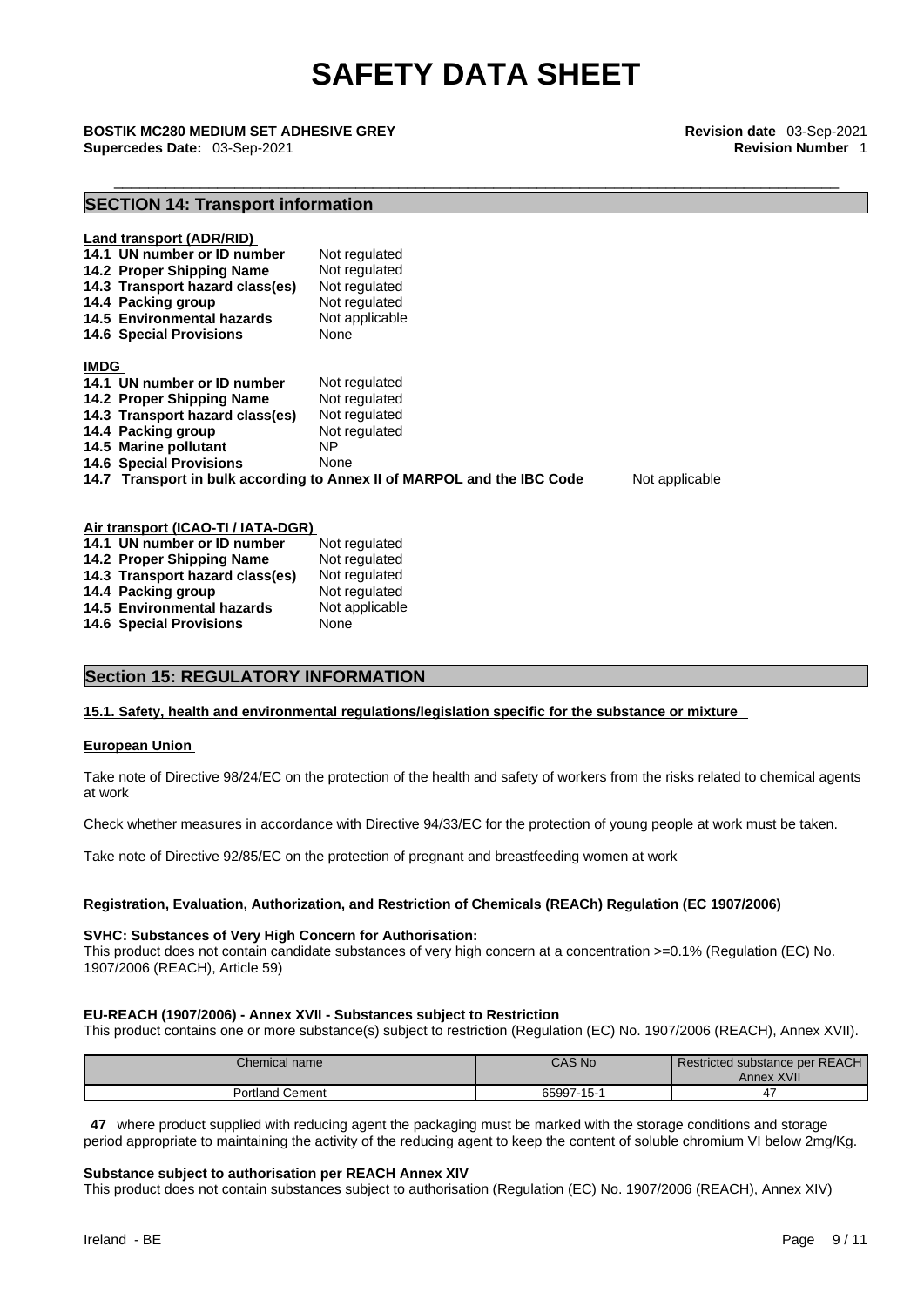## SECTION 14: Transport information

**Land transport (ADR/RID)**

| | |
|---|---|
| **14.1 UN number or ID number** | Not regulated |
| **14.2 Proper Shipping Name** | Not regulated |
| **14.3 Transport hazard class(es)** | Not regulated |
| **14.4 Packing group** | Not regulated |
| **14.5 Environmental hazards** | Not applicable |
| **14.6 Special Provisions** | None |

**IMDG**

| | |
|---|---|
| **14.1 UN number or ID number** | Not regulated |
| **14.2 Proper Shipping Name** | Not regulated |
| **14.3 Transport hazard class(es)** | Not regulated |
| **14.4 Packing group** | Not regulated |
| **14.5 Marine pollutant** | NP |
| **14.6 Special Provisions** | None |
| **14.7 Transport in bulk according to Annex II of MARPOL and the IBC Code** | Not applicable |

**Air transport (ICAO-TI / IATA-DGR)**

| | |
|---|---|
| **14.1 UN number or ID number** | Not regulated |
| **14.2 Proper Shipping Name** | Not regulated |
| **14.3 Transport hazard class(es)** | Not regulated |
| **14.4 Packing group** | Not regulated |
| **14.5 Environmental hazards** | Not applicable |
| **14.6 Special Provisions** | None |

## Section 15: REGULATORY INFORMATION

**15.1. Safety, health and environmental regulations/legislation specific for the substance or mixture**

**European Union**

Take note of Directive 98/24/EC on the protection of the health and safety of workers from the risks related to chemical agents at work

Check whether measures in accordance with Directive 94/33/EC for the protection of young people at work must be taken.

Take note of Directive 92/85/EC on the protection of pregnant and breastfeeding women at work

**Registration, Evaluation, Authorization, and Restriction of Chemicals (REACh) Regulation (EC 1907/2006)**

**SVHC: Substances of Very High Concern for Authorisation:**
This product does not contain candidate substances of very high concern at a concentration >=0.1% (Regulation (EC) No. 1907/2006 (REACH), Article 59)

**EU-REACH (1907/2006) - Annex XVII - Substances subject to Restriction**
This product contains one or more substance(s) subject to restriction (Regulation (EC) No. 1907/2006 (REACH), Annex XVII).

| Chemical name | CAS No | Restricted substance per REACH Annex XVII |
|---|---|---|
| Portland Cement | 65997-15-1 | 47 |

**47** where product supplied with reducing agent the packaging must be marked with the storage conditions and storage period appropriate to maintaining the activity of the reducing agent to keep the content of soluble chromium VI below 2mg/Kg.

**Substance subject to authorisation per REACH Annex XIV**
This product does not contain substances subject to authorisation (Regulation (EC) No. 1907/2006 (REACH), Annex XIV)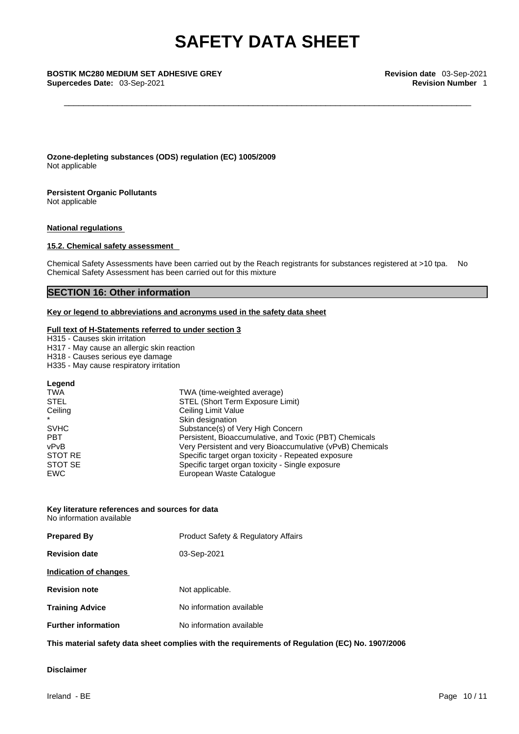**Ozone-depleting substances (ODS) regulation (EC) 1005/2009**
Not applicable

**Persistent Organic Pollutants**
Not applicable

**National regulations**

**15.2. Chemical safety assessment**

Chemical Safety Assessments have been carried out by the Reach registrants for substances registered at >10 tpa. No Chemical Safety Assessment has been carried out for this mixture

## SECTION 16: Other information

**Key or legend to abbreviations and acronyms used in the safety data sheet**

**Full text of H-Statements referred to under section 3**

H315 - Causes skin irritation
H317 - May cause an allergic skin reaction
H318 - Causes serious eye damage
H335 - May cause respiratory irritation

**Legend**

| | |
|---|---|
| TWA | TWA (time-weighted average) |
| STEL | STEL (Short Term Exposure Limit) |
| Ceiling | Ceiling Limit Value |
| * | Skin designation |
| SVHC | Substance(s) of Very High Concern |
| PBT | Persistent, Bioaccumulative, and Toxic (PBT) Chemicals |
| vPvB | Very Persistent and very Bioaccumulative (vPvB) Chemicals |
| STOT RE | Specific target organ toxicity - Repeated exposure |
| STOT SE | Specific target organ toxicity - Single exposure |
| EWC | European Waste Catalogue |

**Key literature references and sources for data**
No information available

**Prepared By** Product Safety & Regulatory Affairs

**Revision date** 03-Sep-2021

**Indication of changes**

**Revision note** Not applicable.

**Training Advice** No information available

**Further information** No information available

**This material safety data sheet complies with the requirements of Regulation (EC) No. 1907/2006**

**Disclaimer**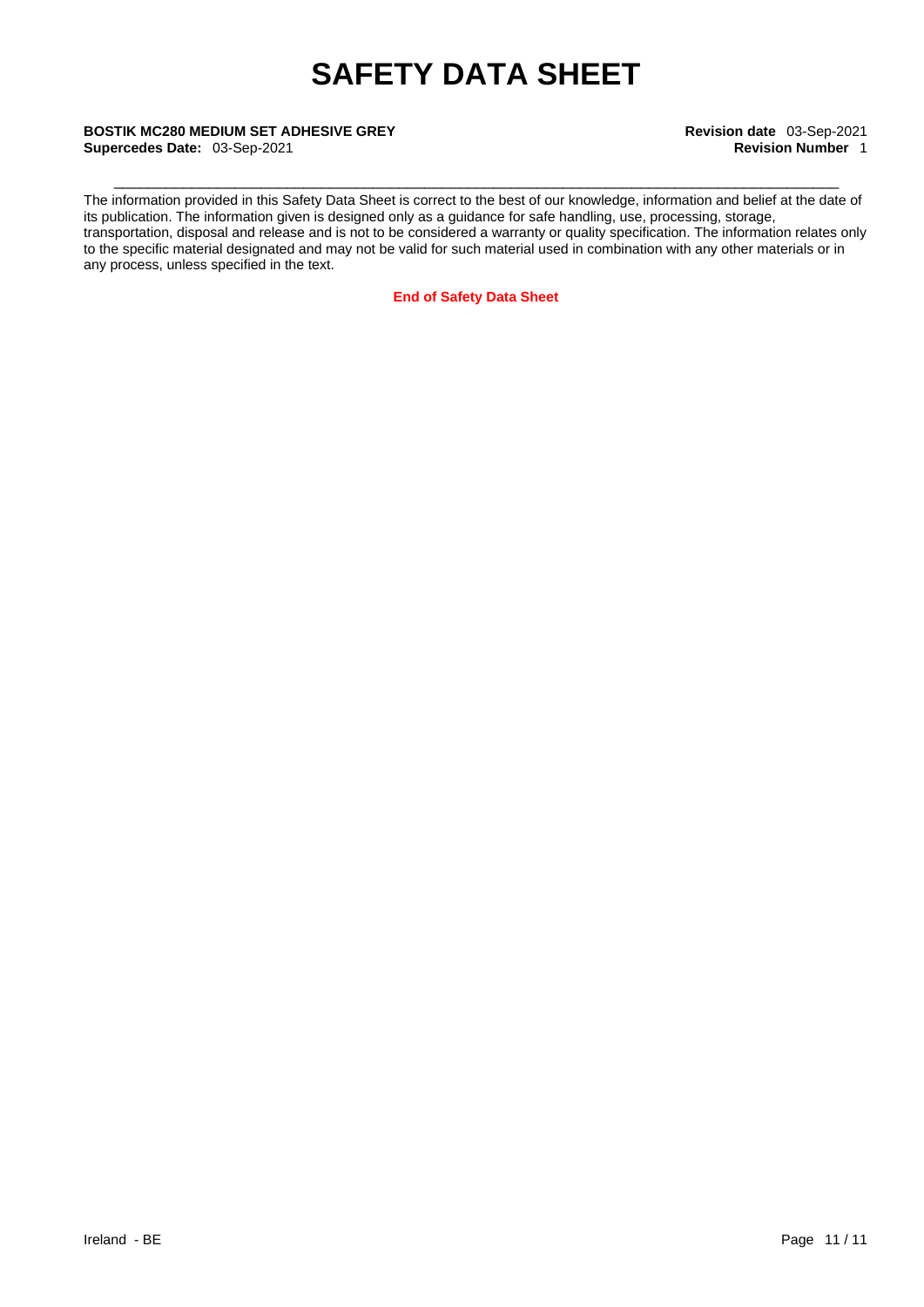The information provided in this Safety Data Sheet is correct to the best of our knowledge, information and belief at the date of its publication. The information given is designed only as a guidance for safe handling, use, processing, storage, transportation, disposal and release and is not to be considered a warranty or quality specification. The information relates only to the specific material designated and may not be valid for such material used in combination with any other materials or in any process, unless specified in the text.

**End of Safety Data Sheet**